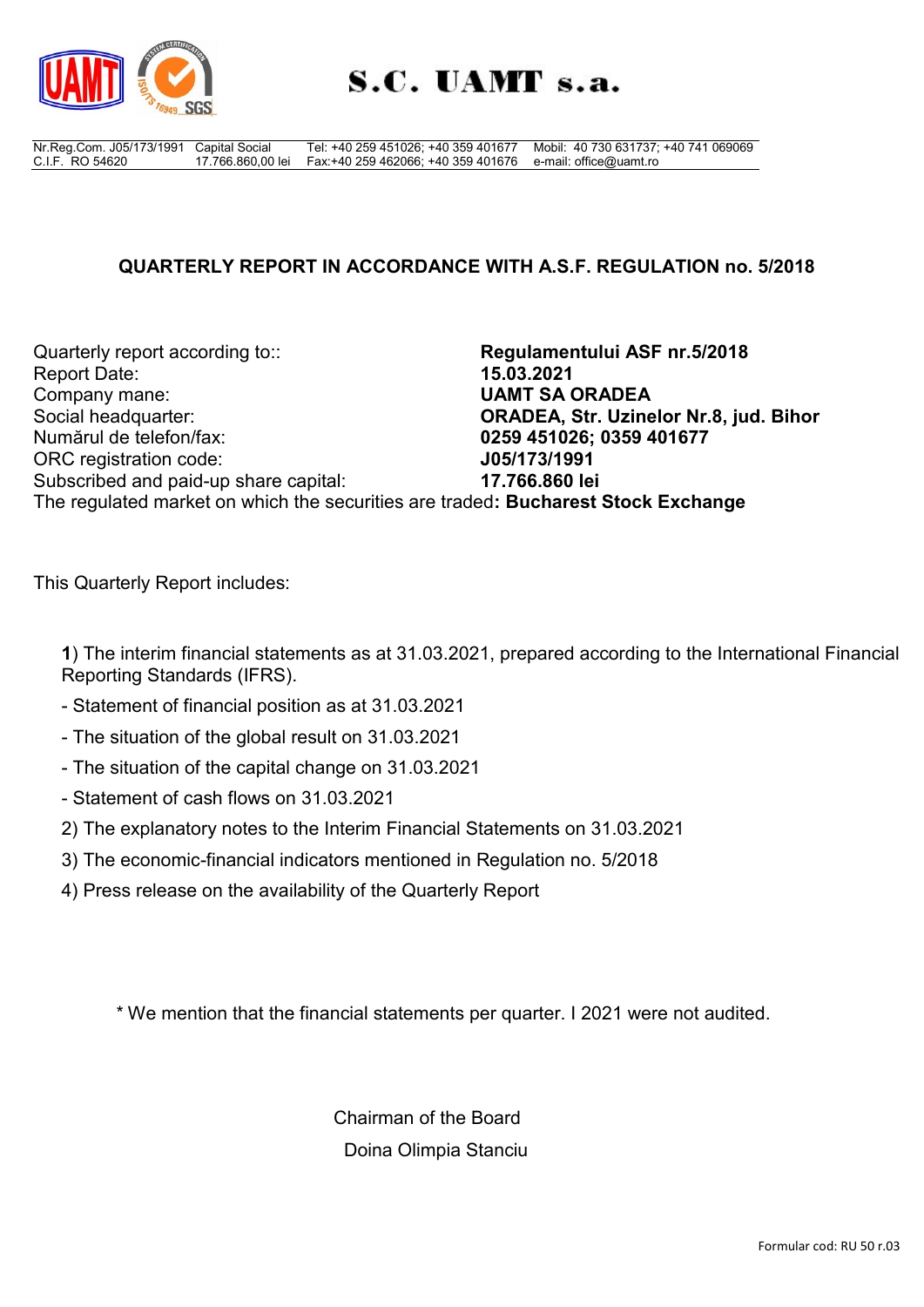# S.C. UAMT s.a.

| Nr.Reg.Com. J05/173/1991 | Capital Social | Tel: +40 259 451026; +40 359 401677 | Mobil: 40 730 631737; +40 741 069069 |
|---|---|---|---|
| C.I.F. RO 54620 | 17.766.860,00 lei | Fax:+40 259 462066; +40 359 401676 | e-mail: office@uamt.ro |

## QUARTERLY REPORT IN ACCORDANCE WITH A.S.F. REGULATION no. 5/2018

Quarterly report according to:: **Regulamentului ASF nr.5/2018**
Report Date: **15.03.2021**
Company mane: **UAMT SA ORADEA**
Social headquarter: **ORADEA, Str. Uzinelor Nr.8, jud. Bihor**
Numărul de telefon/fax: **0259 451026; 0359 401677**
ORC registration code: **J05/173/1991**
Subscribed and paid-up share capital: **17.766.860 lei**
The regulated market on which the securities are traded**: Bucharest Stock Exchange**

This Quarterly Report includes:

**1**) The interim financial statements as at 31.03.2021, prepared according to the International Financial Reporting Standards (IFRS).

- Statement of financial position as at 31.03.2021
- The situation of the global result on 31.03.2021
- The situation of the capital change on 31.03.2021
- Statement of cash flows on 31.03.2021

2) The explanatory notes to the Interim Financial Statements on 31.03.2021

3) The economic-financial indicators mentioned in Regulation no. 5/2018

4) Press release on the availability of the Quarterly Report

\* We mention that the financial statements per quarter. I 2021 were not audited.

Chairman of the Board

Doina Olimpia Stanciu

Formular cod: RU 50 r.03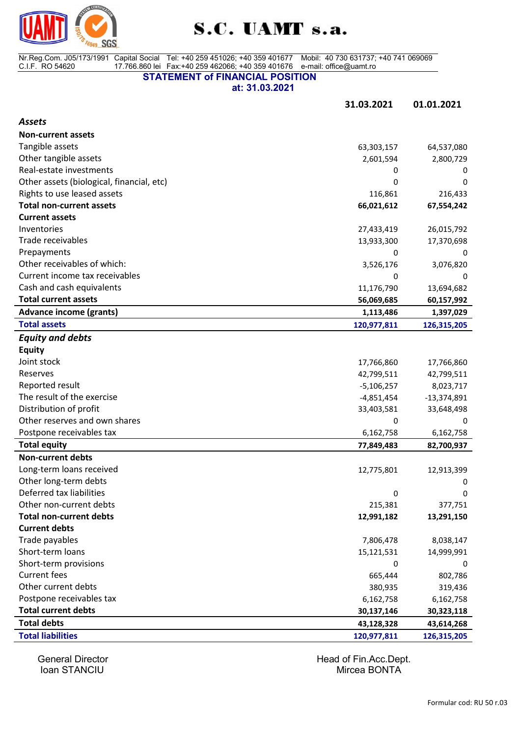# S.C. UAMT s.a.

Nr.Reg.Com. J05/173/1991 Capital Social 17.766.860 lei Tel: +40 259 451026; +40 359 401677 Fax:+40 259 462066; +40 359 401676 Mobil: 40 730 631737; +40 741 069069 e-mail: office@uamt.ro
C.I.F. RO 54620

## STATEMENT of FINANCIAL POSITION
## at: 31.03.2021

| | 31.03.2021 | 01.01.2021 |
|---|---|---|
| ***Assets*** | | |
| **Non-current assets** | | |
| Tangible assets | 63,303,157 | 64,537,080 |
| Other tangible assets | 2,601,594 | 2,800,729 |
| Real-estate investments | 0 | 0 |
| Other assets (biological, financial, etc) | 0 | 0 |
| Rights to use leased assets | 116,861 | 216,433 |
| **Total non-current assets** | **66,021,612** | **67,554,242** |
| **Current assets** | | |
| Inventories | 27,433,419 | 26,015,792 |
| Trade receivables | 13,933,300 | 17,370,698 |
| Prepayments | 0 | 0 |
| Other receivables of which: | 3,526,176 | 3,076,820 |
| Current income tax receivables | 0 | 0 |
| Cash and cash equivalents | 11,176,790 | 13,694,682 |
| **Total current assets** | **56,069,685** | **60,157,992** |
| **Advance income (grants)** | **1,113,486** | **1,397,029** |
| **Total assets** | **120,977,811** | **126,315,205** |
| ***Equity and debts*** | | |
| **Equity** | | |
| Joint stock | 17,766,860 | 17,766,860 |
| Reserves | 42,799,511 | 42,799,511 |
| Reported result | -5,106,257 | 8,023,717 |
| The result of the exercise | -4,851,454 | -13,374,891 |
| Distribution of profit | 33,403,581 | 33,648,498 |
| Other reserves and own shares | 0 | 0 |
| Postpone receivables tax | 6,162,758 | 6,162,758 |
| **Total equity** | **77,849,483** | **82,700,937** |
| **Non-current debts** | | |
| Long-term loans received | 12,775,801 | 12,913,399 |
| Other long-term debts | | 0 |
| Deferred tax liabilities | 0 | 0 |
| Other non-current debts | 215,381 | 377,751 |
| **Total non-current debts** | **12,991,182** | **13,291,150** |
| **Current debts** | | |
| Trade payables | 7,806,478 | 8,038,147 |
| Short-term loans | 15,121,531 | 14,999,991 |
| Short-term provisions | 0 | 0 |
| Current fees | 665,444 | 802,786 |
| Other current debts | 380,935 | 319,436 |
| Postpone receivables tax | 6,162,758 | 6,162,758 |
| **Total current debts** | **30,137,146** | **30,323,118** |
| **Total debts** | **43,128,328** | **43,614,268** |
| **Total liabilities** | **120,977,811** | **126,315,205** |

General Director
Ioan STANCIU

Head of Fin.Acc.Dept.
Mircea BONTA

Formular cod: RU 50 r.03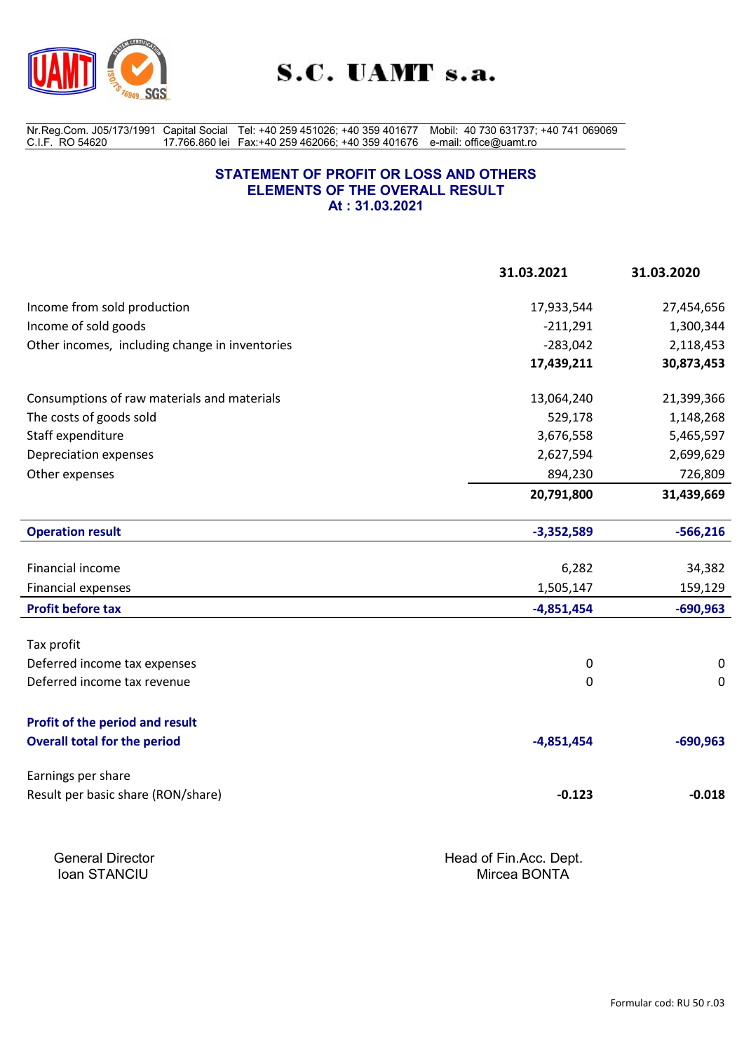**S.C. UAMT s.a.**

Nr.Reg.Com. J05/173/1991 Capital Social 17.766.860 lei Tel: +40 259 451026; +40 359 401677 Fax:+40 259 462066; +40 359 401676 Mobil: 40 730 631737; +40 741 069069 e-mail: office@uamt.ro
C.I.F. RO 54620

## STATEMENT OF PROFIT OR LOSS AND OTHERS ELEMENTS OF THE OVERALL RESULT
## At : 31.03.2021

| | 31.03.2021 | 31.03.2020 |
|---|---|---|
| Income from sold production | 17,933,544 | 27,454,656 |
| Income of sold goods | -211,291 | 1,300,344 |
| Other incomes, including change in inventories | -283,042 | 2,118,453 |
| | **17,439,211** | **30,873,453** |
| Consumptions of raw materials and materials | 13,064,240 | 21,399,366 |
| The costs of goods sold | 529,178 | 1,148,268 |
| Staff expenditure | 3,676,558 | 5,465,597 |
| Depreciation expenses | 2,627,594 | 2,699,629 |
| Other expenses | 894,230 | 726,809 |
| | **20,791,800** | **31,439,669** |
| **Operation result** | **-3,352,589** | **-566,216** |
| Financial income | 6,282 | 34,382 |
| Financial expenses | 1,505,147 | 159,129 |
| **Profit before tax** | **-4,851,454** | **-690,963** |
| Tax profit | | |
| Deferred income tax expenses | 0 | 0 |
| Deferred income tax revenue | 0 | 0 |
| **Profit of the period and result** | | |
| **Overall total for the period** | **-4,851,454** | **-690,963** |
| Earnings per share | | |
| Result per basic share (RON/share) | **-0.123** | **-0.018** |

General Director
Ioan STANCIU

Head of Fin.Acc. Dept.
Mircea BONTA

Formular cod: RU 50 r.03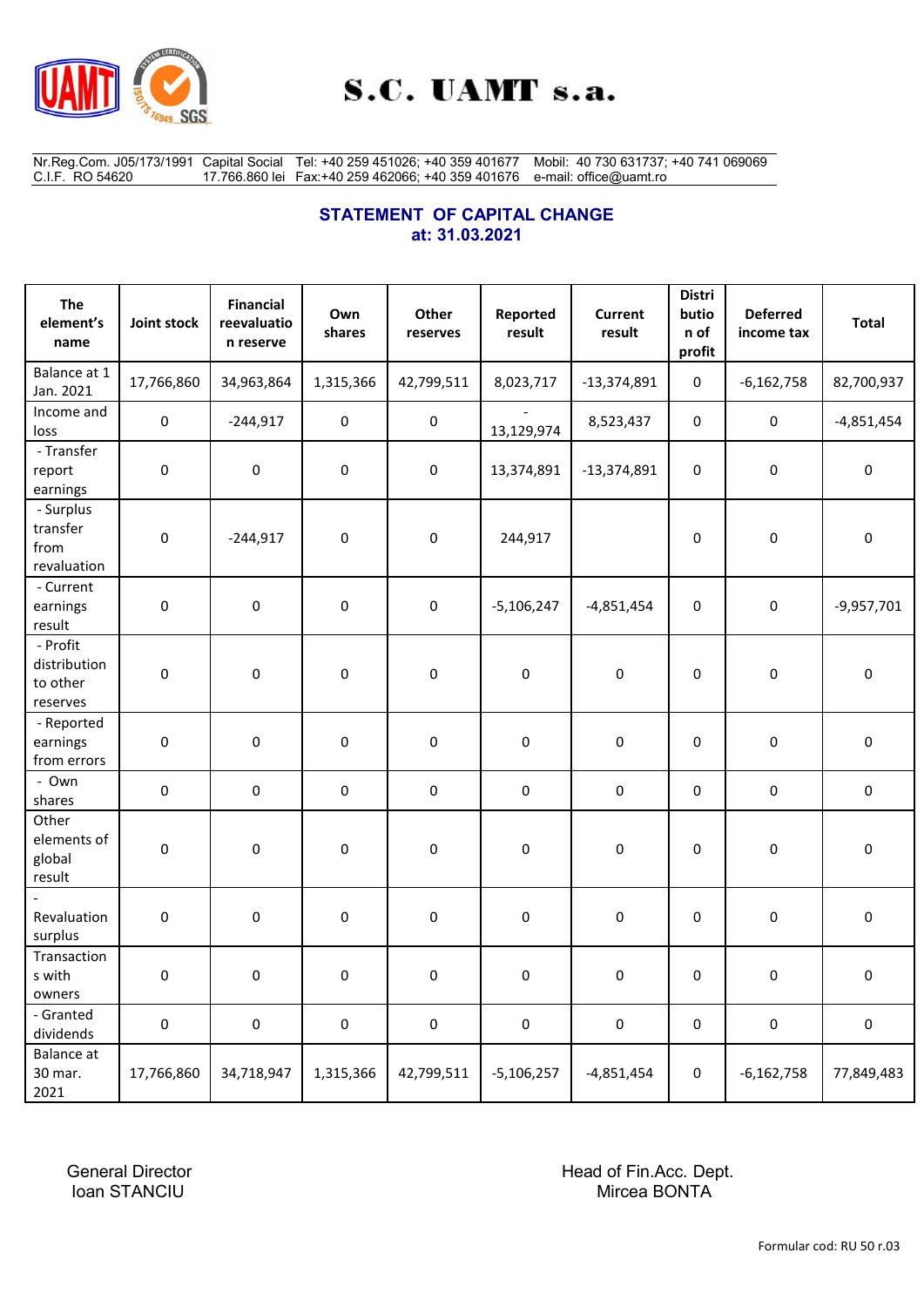S.C. UAMT s.a.

Nr.Reg.Com. J05/173/1991 C.I.F. RO 54620 | Capital Social 17.766.860 lei | Tel: +40 259 451026; +40 359 401677 Fax:+40 259 462066; +40 359 401676 | Mobil: 40 730 631737; +40 741 069068 e-mail: office@uamt.ro

## STATEMENT OF CAPITAL CHANGE
## at: 31.03.2021

| The element's name | Joint stock | Financial reevaluation reserve | Own shares | Other reserves | Reported result | Current result | Distribution of profit | Deferred income tax | Total |
|---|---|---|---|---|---|---|---|---|---|
| Balance at 1 Jan. 2021 | 17,766,860 | 34,963,864 | 1,315,366 | 42,799,511 | 8,023,717 | -13,374,891 | 0 | -6,162,758 | 82,700,937 |
| Income and loss | 0 | -244,917 | 0 | 0 | -13,129,974 | 8,523,437 | 0 | 0 | -4,851,454 |
| - Transfer report earnings | 0 | 0 | 0 | 0 | 13,374,891 | -13,374,891 | 0 | 0 | 0 |
| - Surplus transfer from revaluation | 0 | -244,917 | 0 | 0 | 244,917 | | 0 | 0 | 0 |
| - Current earnings result | 0 | 0 | 0 | 0 | -5,106,247 | -4,851,454 | 0 | 0 | -9,957,701 |
| - Profit distribution to other reserves | 0 | 0 | 0 | 0 | 0 | 0 | 0 | 0 | 0 |
| - Reported earnings from errors | 0 | 0 | 0 | 0 | 0 | 0 | 0 | 0 | 0 |
| - Own shares | 0 | 0 | 0 | 0 | 0 | 0 | 0 | 0 | 0 |
| Other elements of global result | 0 | 0 | 0 | 0 | 0 | 0 | 0 | 0 | 0 |
| - Revaluation surplus | 0 | 0 | 0 | 0 | 0 | 0 | 0 | 0 | 0 |
| Transactions with owners | 0 | 0 | 0 | 0 | 0 | 0 | 0 | 0 | 0 |
| - Granted dividends | 0 | 0 | 0 | 0 | 0 | 0 | 0 | 0 | 0 |
| Balance at 30 mar. 2021 | 17,766,860 | 34,718,947 | 1,315,366 | 42,799,511 | -5,106,257 | -4,851,454 | 0 | -6,162,758 | 77,849,483 |

General Director
Ioan STANCIU

Head of Fin.Acc. Dept.
Mircea BONTA

Formular cod: RU 50 r.03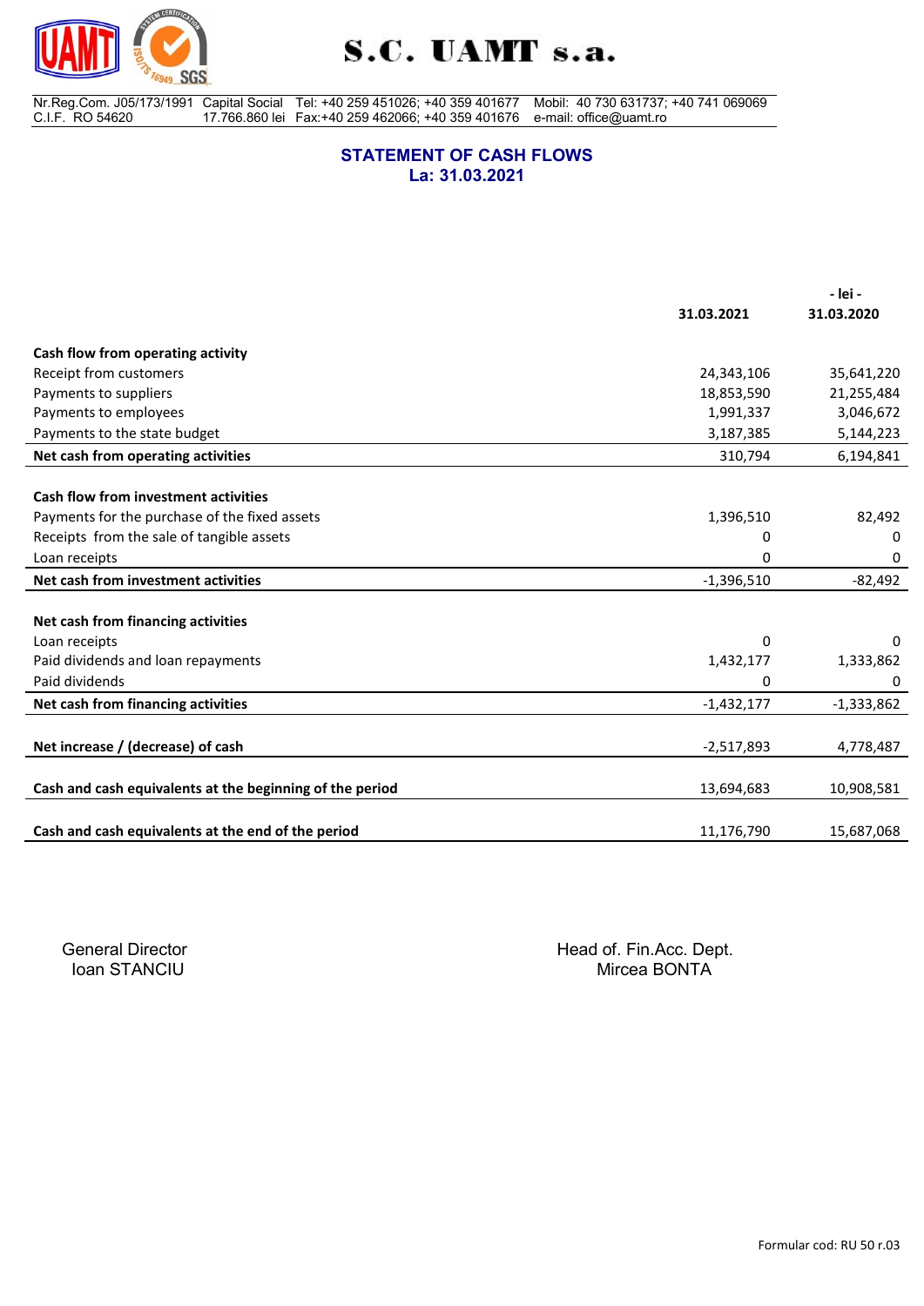**S.C. UAMT s.a.**

Nr.Reg.Com. J05/173/1991 Capital Social 17.766.860 lei Tel: +40 259 451026; +40 359 401677 Fax:+40 259 462066; +40 359 401676 Mobil: 40 730 631737; +40 741 069069 e-mail: office@uamt.ro
C.I.F. RO 54620

## STATEMENT OF CASH FLOWS
### La: 31.03.2021

- lei -

| | 31.03.2021 | 31.03.2020 |
|---|---|---|
| **Cash flow from operating activity** | | |
| Receipt from customers | 24,343,106 | 35,641,220 |
| Payments to suppliers | 18,853,590 | 21,255,484 |
| Payments to employees | 1,991,337 | 3,046,672 |
| Payments to the state budget | 3,187,385 | 5,144,223 |
| **Net cash from operating activities** | 310,794 | 6,194,841 |
| | | |
| **Cash flow from investment activities** | | |
| Payments for the purchase of the fixed assets | 1,396,510 | 82,492 |
| Receipts from the sale of tangible assets | 0 | 0 |
| Loan receipts | 0 | 0 |
| **Net cash from investment activities** | -1,396,510 | -82,492 |
| | | |
| **Net cash from financing activities** | | |
| Loan receipts | 0 | 0 |
| Paid dividends and loan repayments | 1,432,177 | 1,333,862 |
| Paid dividends | 0 | 0 |
| **Net cash from financing activities** | -1,432,177 | -1,333,862 |
| | | |
| **Net increase / (decrease) of cash** | -2,517,893 | 4,778,487 |
| | | |
| **Cash and cash equivalents at the beginning of the period** | 13,694,683 | 10,908,581 |
| | | |
| **Cash and cash equivalents at the end of the period** | 11,176,790 | 15,687,068 |

General Director
Ioan STANCIU

Head of. Fin.Acc. Dept.
Mircea BONTA

Formular cod: RU 50 r.03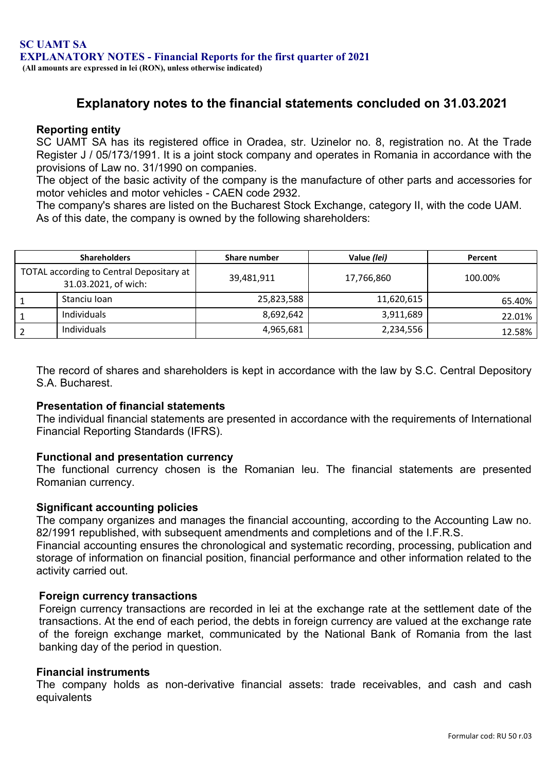**SC UAMT SA**
**EXPLANATORY NOTES - Financial Reports for the first quarter of 2021**
**(All amounts are expressed in lei (RON), unless otherwise indicated)**

## Explanatory notes to the financial statements concluded on 31.03.2021

### Reporting entity

SC UAMT SA has its registered office in Oradea, str. Uzinelor no. 8, registration no. At the Trade Register J / 05/173/1991. It is a joint stock company and operates in Romania in accordance with the provisions of Law no. 31/1990 on companies.
The object of the basic activity of the company is the manufacture of other parts and accessories for motor vehicles and motor vehicles - CAEN code 2932.
The company's shares are listed on the Bucharest Stock Exchange, category II, with the code UAM.
As of this date, the company is owned by the following shareholders:

| Shareholders | | Share number | Value *(lei)* | Percent |
|---|---|---|---|---|
| TOTAL according to Central Depositary at 31.03.2021, of wich: | | 39,481,911 | 17,766,860 | 100.00% |
| 1 | Stanciu Ioan | 25,823,588 | 11,620,615 | 65.40% |
| 1 | Individuals | 8,692,642 | 3,911,689 | 22.01% |
| 2 | Individuals | 4,965,681 | 2,234,556 | 12.58% |

The record of shares and shareholders is kept in accordance with the law by S.C. Central Depository S.A. Bucharest.

### Presentation of financial statements

The individual financial statements are presented in accordance with the requirements of International Financial Reporting Standards (IFRS).

### Functional and presentation currency

The functional currency chosen is the Romanian leu. The financial statements are presented Romanian currency.

### Significant accounting policies

The company organizes and manages the financial accounting, according to the Accounting Law no. 82/1991 republished, with subsequent amendments and completions and of the I.F.R.S.
Financial accounting ensures the chronological and systematic recording, processing, publication and storage of information on financial position, financial performance and other information related to the activity carried out.

### Foreign currency transactions

Foreign currency transactions are recorded in lei at the exchange rate at the settlement date of the transactions. At the end of each period, the debts in foreign currency are valued at the exchange rate of the foreign exchange market, communicated by the National Bank of Romania from the last banking day of the period in question.

### Financial instruments

The company holds as non-derivative financial assets: trade receivables, and cash and cash equivalents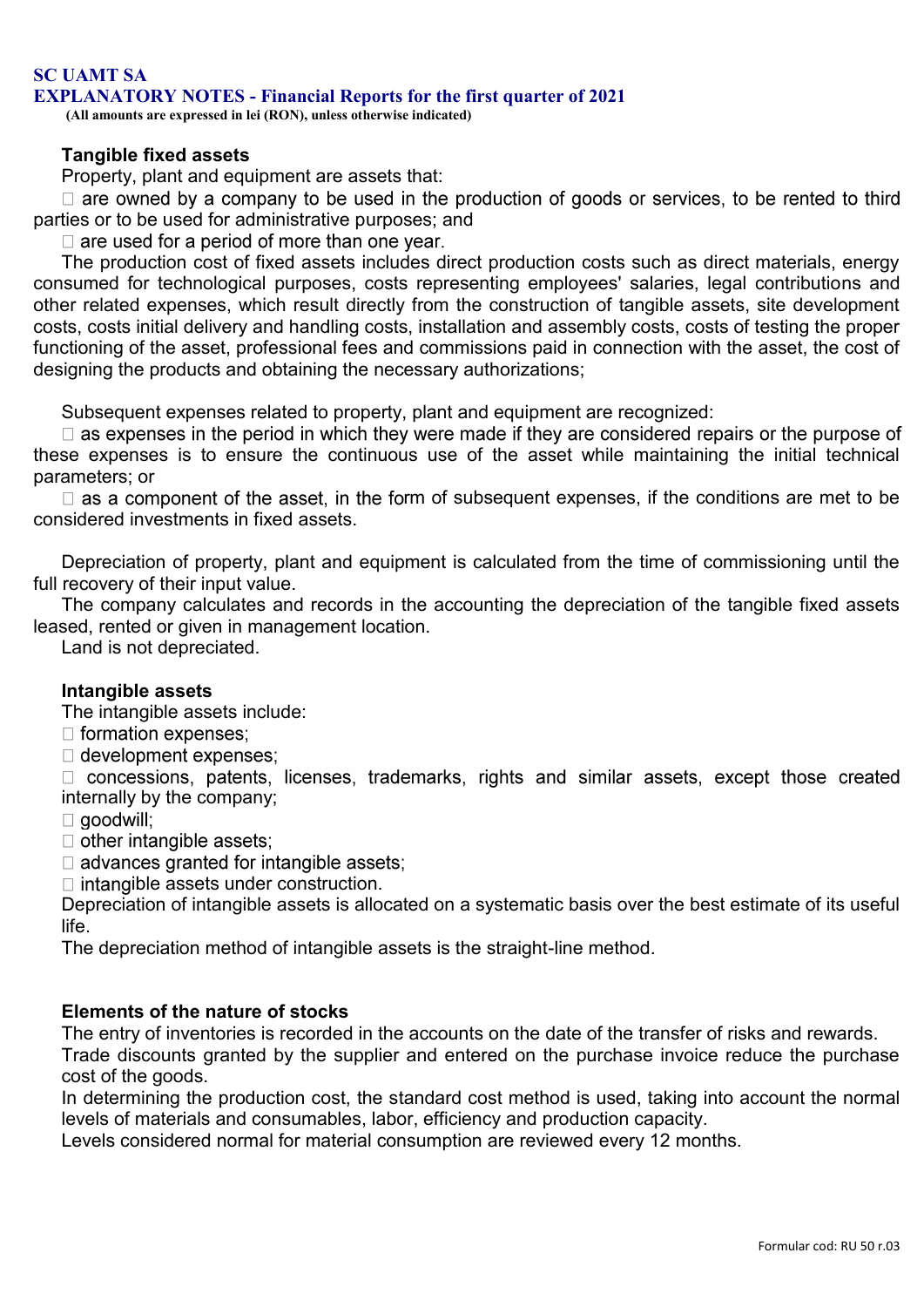**SC UAMT SA**
**EXPLANATORY NOTES - Financial Reports for the first quarter of 2021**
**(All amounts are expressed in lei (RON), unless otherwise indicated)**

## Tangible fixed assets

Property, plant and equipment are assets that:

- are owned by a company to be used in the production of goods or services, to be rented to third parties or to be used for administrative purposes; and
- are used for a period of more than one year.

The production cost of fixed assets includes direct production costs such as direct materials, energy consumed for technological purposes, costs representing employees' salaries, legal contributions and other related expenses, which result directly from the construction of tangible assets, site development costs, costs initial delivery and handling costs, installation and assembly costs, costs of testing the proper functioning of the asset, professional fees and commissions paid in connection with the asset, the cost of designing the products and obtaining the necessary authorizations;

Subsequent expenses related to property, plant and equipment are recognized:

- as expenses in the period in which they were made if they are considered repairs or the purpose of these expenses is to ensure the continuous use of the asset while maintaining the initial technical parameters; or
- as a component of the asset, in the form of subsequent expenses, if the conditions are met to be considered investments in fixed assets.

Depreciation of property, plant and equipment is calculated from the time of commissioning until the full recovery of their input value.

The company calculates and records in the accounting the depreciation of the tangible fixed assets leased, rented or given in management location.

Land is not depreciated.

## Intangible assets

The intangible assets include:

- formation expenses;
- development expenses;
- concessions, patents, licenses, trademarks, rights and similar assets, except those created internally by the company;
- goodwill;
- other intangible assets;
- advances granted for intangible assets;
- intangible assets under construction.

Depreciation of intangible assets is allocated on a systematic basis over the best estimate of its useful life.

The depreciation method of intangible assets is the straight-line method.

## Elements of the nature of stocks

The entry of inventories is recorded in the accounts on the date of the transfer of risks and rewards.

Trade discounts granted by the supplier and entered on the purchase invoice reduce the purchase cost of the goods.

In determining the production cost, the standard cost method is used, taking into account the normal levels of materials and consumables, labor, efficiency and production capacity.

Levels considered normal for material consumption are reviewed every 12 months.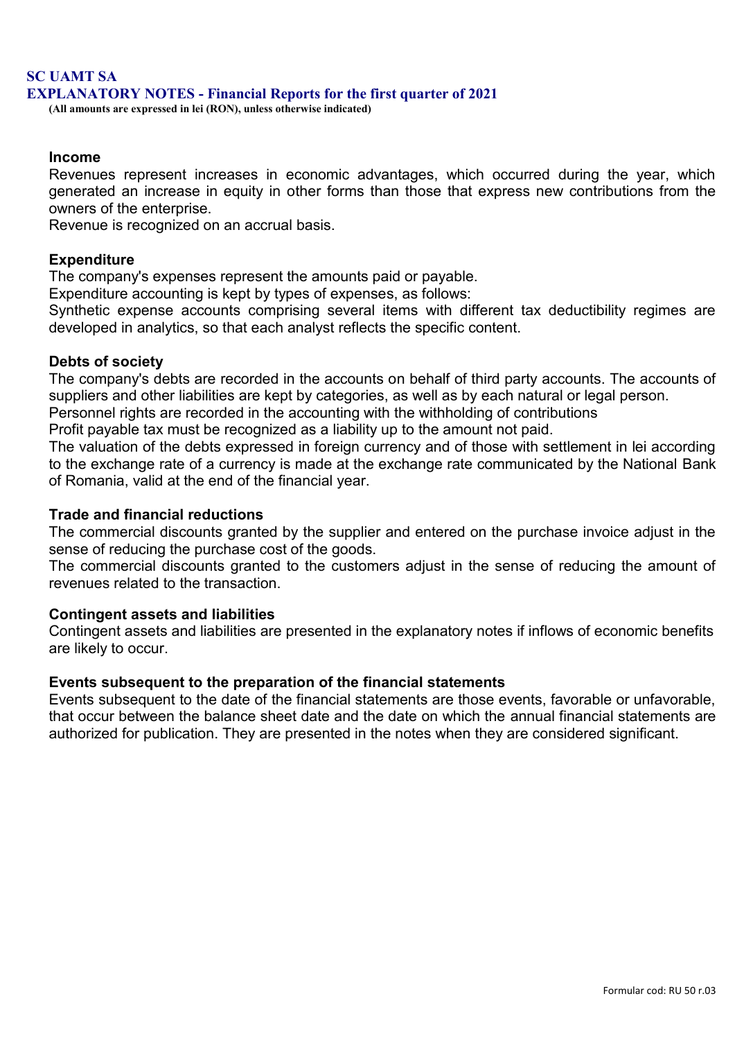#### Income

Revenues represent increases in economic advantages, which occurred during the year, which generated an increase in equity in other forms than those that express new contributions from the owners of the enterprise.

Revenue is recognized on an accrual basis.

#### Expenditure

The company's expenses represent the amounts paid or payable.

Expenditure accounting is kept by types of expenses, as follows:

Synthetic expense accounts comprising several items with different tax deductibility regimes are developed in analytics, so that each analyst reflects the specific content.

#### Debts of society

The company's debts are recorded in the accounts on behalf of third party accounts. The accounts of suppliers and other liabilities are kept by categories, as well as by each natural or legal person.

Personnel rights are recorded in the accounting with the withholding of contributions

Profit payable tax must be recognized as a liability up to the amount not paid.

The valuation of the debts expressed in foreign currency and of those with settlement in lei according to the exchange rate of a currency is made at the exchange rate communicated by the National Bank of Romania, valid at the end of the financial year.

#### Trade and financial reductions

The commercial discounts granted by the supplier and entered on the purchase invoice adjust in the sense of reducing the purchase cost of the goods.

The commercial discounts granted to the customers adjust in the sense of reducing the amount of revenues related to the transaction.

#### Contingent assets and liabilities

Contingent assets and liabilities are presented in the explanatory notes if inflows of economic benefits are likely to occur.

#### Events subsequent to the preparation of the financial statements

Events subsequent to the date of the financial statements are those events, favorable or unfavorable, that occur between the balance sheet date and the date on which the annual financial statements are authorized for publication. They are presented in the notes when they are considered significant.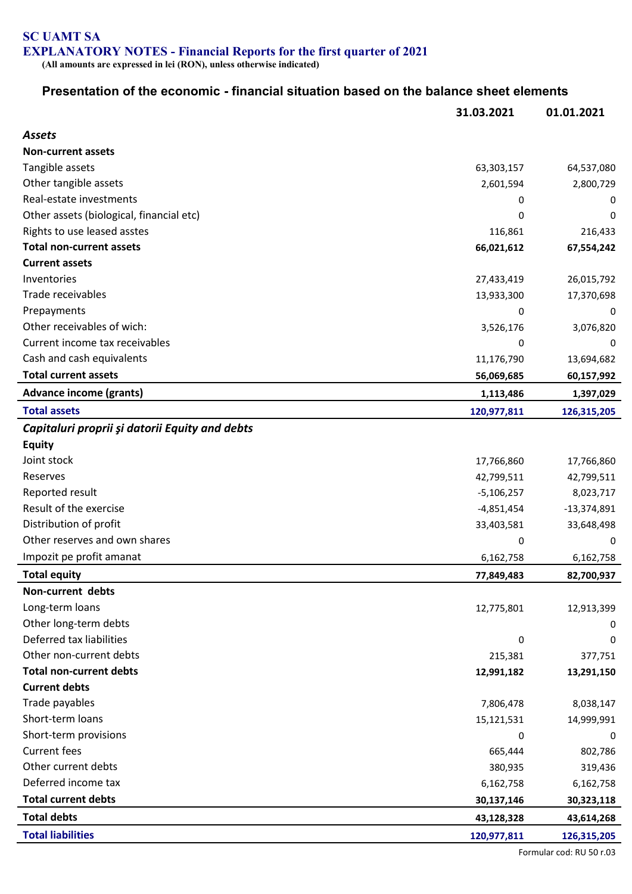**SC UAMT SA**
**EXPLANATORY NOTES - Financial Reports for the first quarter of 2021**
**(All amounts are expressed in lei (RON), unless otherwise indicated)**

## Presentation of the economic - financial situation based on the balance sheet elements

| | 31.03.2021 | 01.01.2021 |
|---|---|---|
| ***Assets*** | | |
| **Non-current assets** | | |
| Tangible assets | 63,303,157 | 64,537,080 |
| Other tangible assets | 2,601,594 | 2,800,729 |
| Real-estate investments | 0 | 0 |
| Other assets (biological, financial etc) | 0 | 0 |
| Rights to use leased asstes | 116,861 | 216,433 |
| **Total non-current assets** | **66,021,612** | **67,554,242** |
| **Current assets** | | |
| Inventories | 27,433,419 | 26,015,792 |
| Trade receivables | 13,933,300 | 17,370,698 |
| Prepayments | 0 | 0 |
| Other receivables of wich: | 3,526,176 | 3,076,820 |
| Current income tax receivables | 0 | 0 |
| Cash and cash equivalents | 11,176,790 | 13,694,682 |
| **Total current assets** | **56,069,685** | **60,157,992** |
| **Advance income (grants)** | **1,113,486** | **1,397,029** |
| **Total assets** | **120,977,811** | **126,315,205** |
| ***Capitaluri proprii şi datorii Equity and debts*** | | |
| **Equity** | | |
| Joint stock | 17,766,860 | 17,766,860 |
| Reserves | 42,799,511 | 42,799,511 |
| Reported result | -5,106,257 | 8,023,717 |
| Result of the exercise | -4,851,454 | -13,374,891 |
| Distribution of profit | 33,403,581 | 33,648,498 |
| Other reserves and own shares | 0 | 0 |
| Impozit pe profit amanat | 6,162,758 | 6,162,758 |
| **Total equity** | **77,849,483** | **82,700,937** |
| **Non-current debts** | | |
| Long-term loans | 12,775,801 | 12,913,399 |
| Other long-term debts | | 0 |
| Deferred tax liabilities | 0 | 0 |
| Other non-current debts | 215,381 | 377,751 |
| **Total non-current debts** | **12,991,182** | **13,291,150** |
| **Current debts** | | |
| Trade payables | 7,806,478 | 8,038,147 |
| Short-term loans | 15,121,531 | 14,999,991 |
| Short-term provisions | 0 | 0 |
| Current fees | 665,444 | 802,786 |
| Other current debts | 380,935 | 319,436 |
| Deferred income tax | 6,162,758 | 6,162,758 |
| **Total current debts** | **30,137,146** | **30,323,118** |
| **Total debts** | **43,128,328** | **43,614,268** |
| **Total liabilities** | **120,977,811** | **126,315,205** |

Formular cod: RU 50 r.03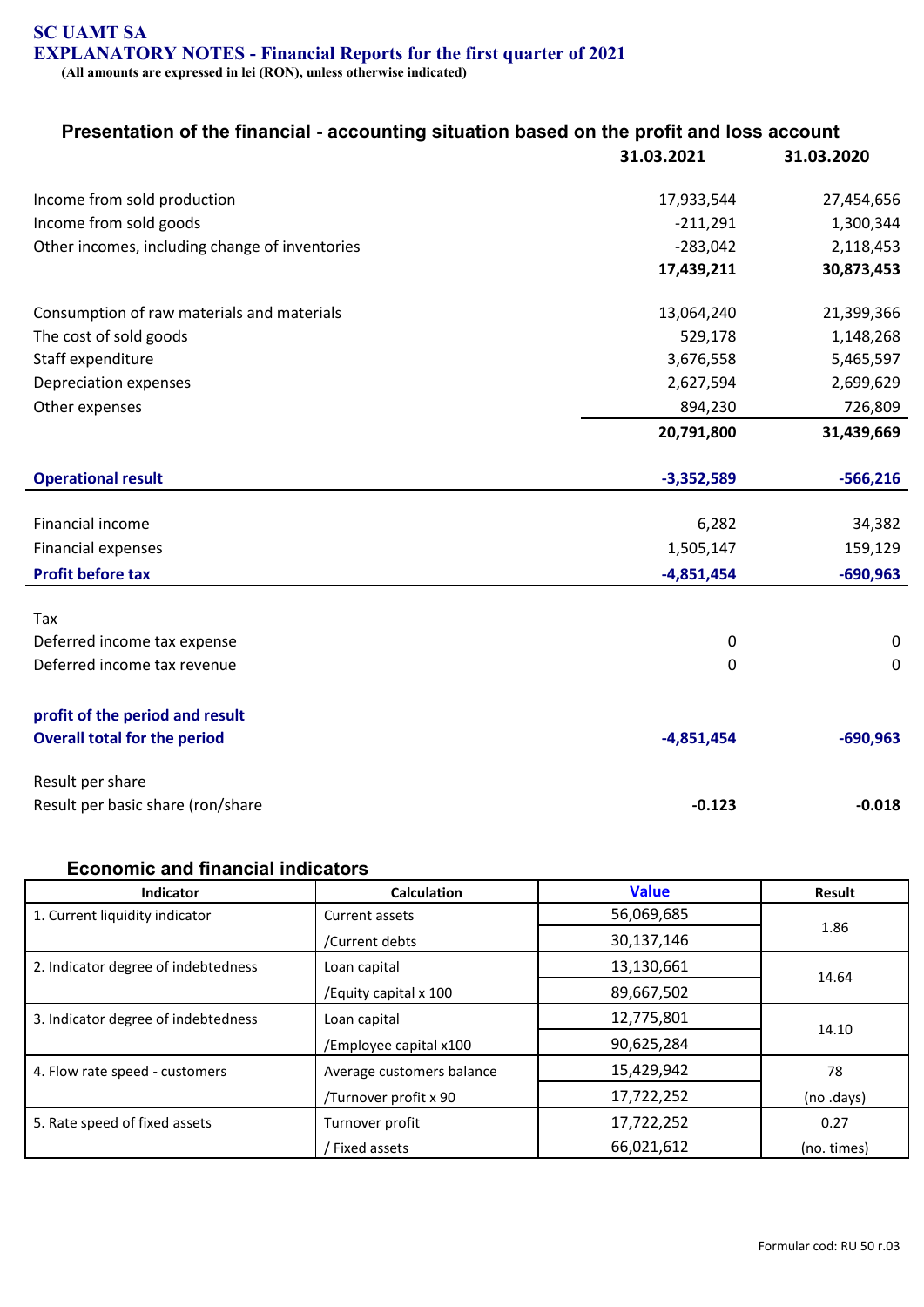**SC UAMT SA**
**EXPLANATORY NOTES - Financial Reports for the first quarter of 2021**
**(All amounts are expressed in lei (RON), unless otherwise indicated)**

## Presentation of the financial - accounting situation based on the profit and loss account

| | 31.03.2021 | 31.03.2020 |
|---|---|---|
| Income from sold production | 17,933,544 | 27,454,656 |
| Income from sold goods | -211,291 | 1,300,344 |
| Other incomes, including change of inventories | -283,042 | 2,118,453 |
| | **17,439,211** | **30,873,453** |
| Consumption of raw materials and materials | 13,064,240 | 21,399,366 |
| The cost of sold goods | 529,178 | 1,148,268 |
| Staff expenditure | 3,676,558 | 5,465,597 |
| Depreciation expenses | 2,627,594 | 2,699,629 |
| Other expenses | 894,230 | 726,809 |
| | **20,791,800** | **31,439,669** |
| **Operational result** | **-3,352,589** | **-566,216** |
| Financial income | 6,282 | 34,382 |
| Financial expenses | 1,505,147 | 159,129 |
| **Profit before tax** | **-4,851,454** | **-690,963** |
| Tax | | |
| Deferred income tax expense | 0 | 0 |
| Deferred income tax revenue | 0 | 0 |
| **profit of the period and result** | | |
| **Overall total for the period** | **-4,851,454** | **-690,963** |
| Result per share | | |
| Result per basic share (ron/share | **-0.123** | **-0.018** |

## Economic and financial indicators

| Indicator | Calculation | Value | Result |
|---|---|---|---|
| 1. Current liquidity indicator | Current assets | 56,069,685 | 1.86 |
| | /Current debts | 30,137,146 | |
| 2. Indicator degree of indebtedness | Loan capital | 13,130,661 | 14.64 |
| | /Equity capital x 100 | 89,667,502 | |
| 3. Indicator degree of indebtedness | Loan capital | 12,775,801 | 14.10 |
| | /Employee capital x100 | 90,625,284 | |
| 4. Flow rate speed - customers | Average customers balance | 15,429,942 | 78 |
| | /Turnover profit x 90 | 17,722,252 | (no .days) |
| 5. Rate speed of fixed assets | Turnover profit | 17,722,252 | 0.27 |
| | / Fixed assets | 66,021,612 | (no. times) |

Formular cod: RU 50 r.03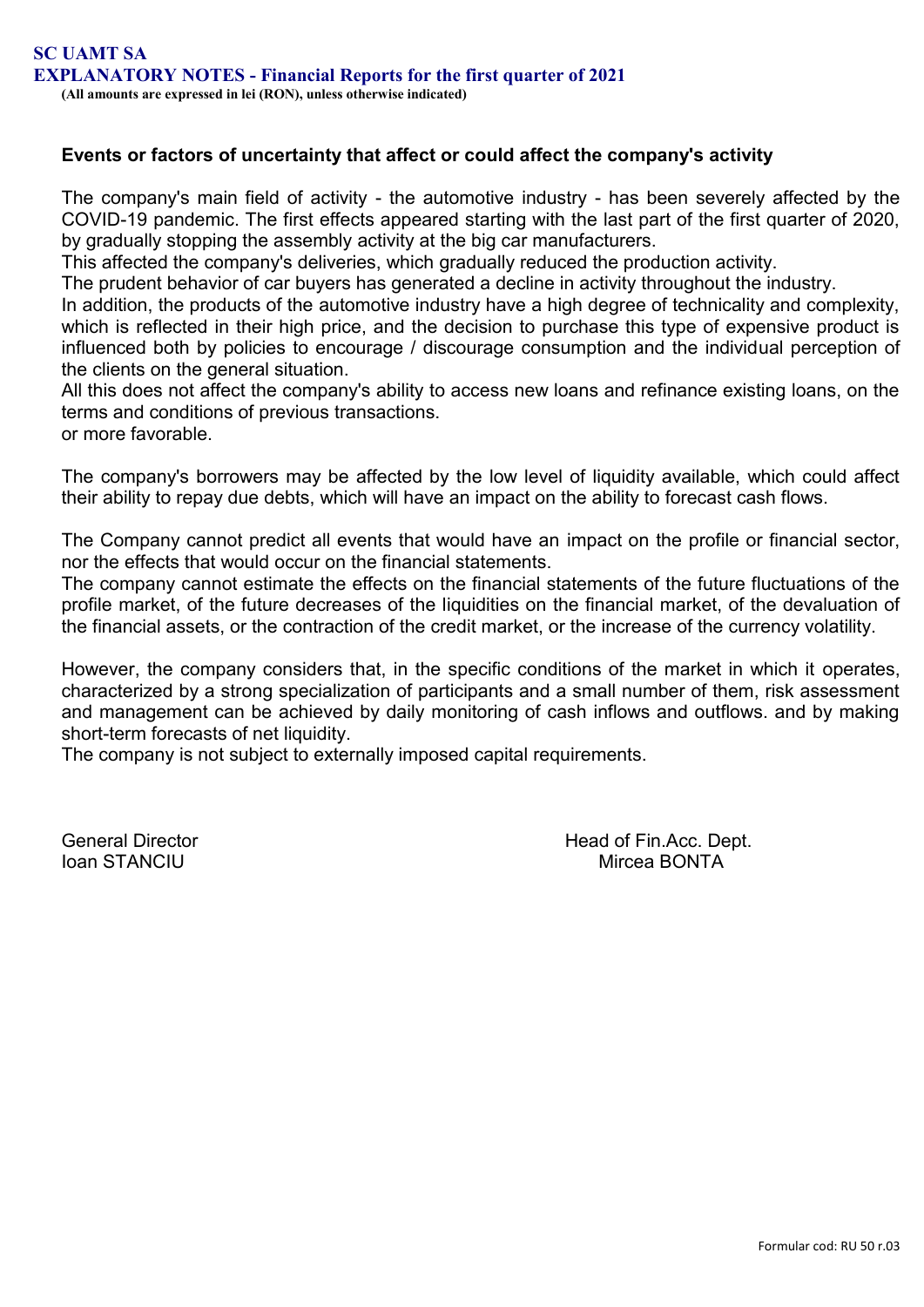## Events or factors of uncertainty that affect or could affect the company's activity

The company's main field of activity - the automotive industry - has been severely affected by the COVID-19 pandemic. The first effects appeared starting with the last part of the first quarter of 2020, by gradually stopping the assembly activity at the big car manufacturers.
This affected the company's deliveries, which gradually reduced the production activity.
The prudent behavior of car buyers has generated a decline in activity throughout the industry.
In addition, the products of the automotive industry have a high degree of technicality and complexity, which is reflected in their high price, and the decision to purchase this type of expensive product is influenced both by policies to encourage / discourage consumption and the individual perception of the clients on the general situation.
All this does not affect the company's ability to access new loans and refinance existing loans, on the terms and conditions of previous transactions.
or more favorable.

The company's borrowers may be affected by the low level of liquidity available, which could affect their ability to repay due debts, which will have an impact on the ability to forecast cash flows.

The Company cannot predict all events that would have an impact on the profile or financial sector, nor the effects that would occur on the financial statements.
The company cannot estimate the effects on the financial statements of the future fluctuations of the profile market, of the future decreases of the liquidities on the financial market, of the devaluation of the financial assets, or the contraction of the credit market, or the increase of the currency volatility.

However, the company considers that, in the specific conditions of the market in which it operates, characterized by a strong specialization of participants and a small number of them, risk assessment and management can be achieved by daily monitoring of cash inflows and outflows. and by making short-term forecasts of net liquidity.
The company is not subject to externally imposed capital requirements.

General Director
Ioan STANCIU

Head of Fin.Acc. Dept.
Mircea BONTA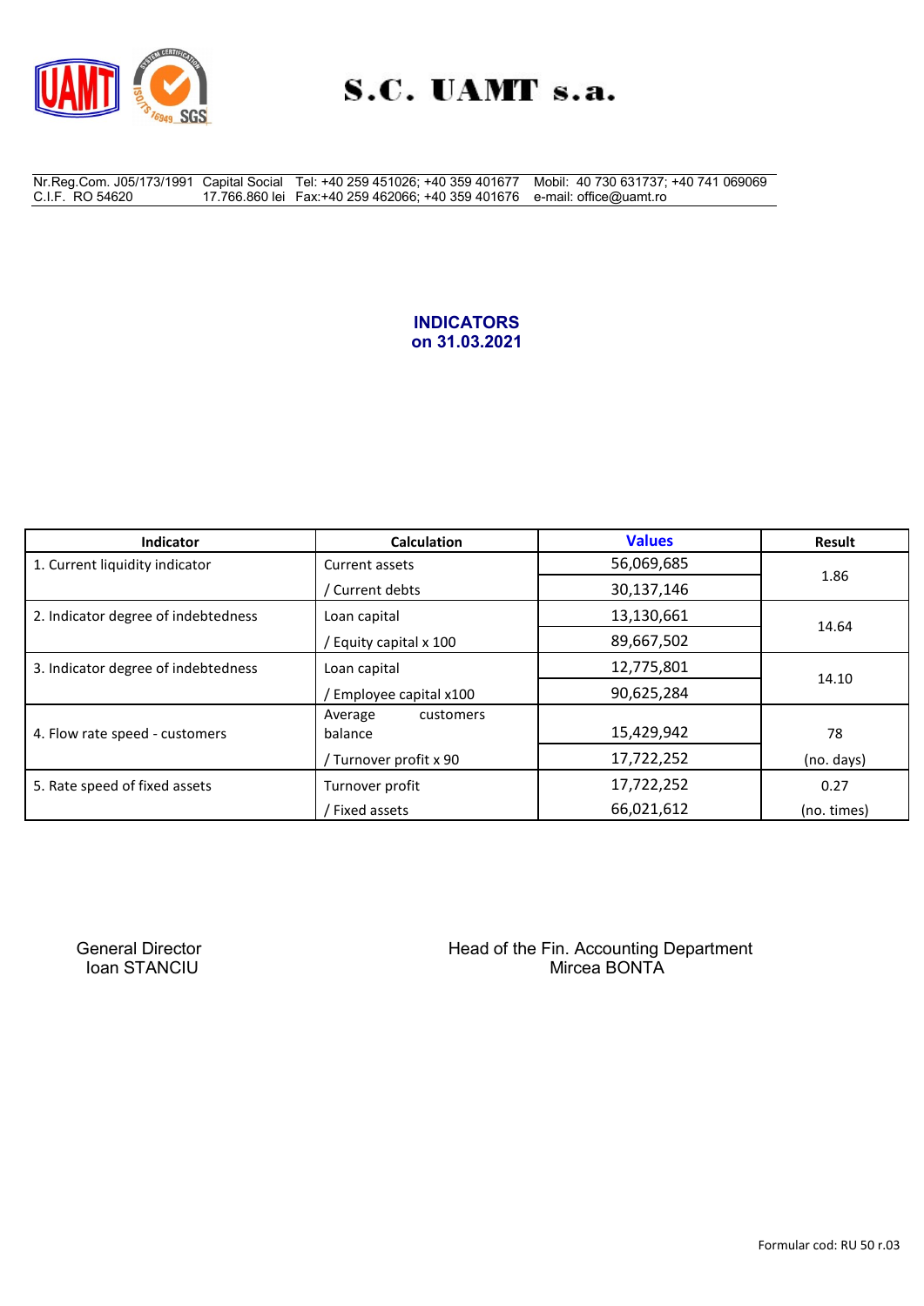# S.C. UAMT s.a.

Nr.Reg.Com. J05/173/1991 Capital Social 17.766.860 lei Tel: +40 259 451026; +40 359 401677 Fax:+40 259 462066; +40 359 401676 Mobil: 40 730 631737; +40 741 069069 e-mail: office@uamt.ro
C.I.F. RO 54620

## INDICATORS
## on 31.03.2021

| Indicator | Calculation | Values | Result |
|---|---|---|---|
| 1. Current liquidity indicator | Current assets | 56,069,685 | 1.86 |
| | / Current debts | 30,137,146 | |
| 2. Indicator degree of indebtedness | Loan capital | 13,130,661 | 14.64 |
| | / Equity capital x 100 | 89,667,502 | |
| 3. Indicator degree of indebtedness | Loan capital | 12,775,801 | 14.10 |
| | / Employee capital x100 | 90,625,284 | |
| 4. Flow rate speed - customers | Average customers balance | 15,429,942 | 78 |
| | / Turnover profit x 90 | 17,722,252 | (no. days) |
| 5. Rate speed of fixed assets | Turnover profit | 17,722,252 | 0.27 |
| | / Fixed assets | 66,021,612 | (no. times) |

General Director
Ioan STANCIU

Head of the Fin. Accounting Department
Mircea BONTA

Formular cod: RU 50 r.03